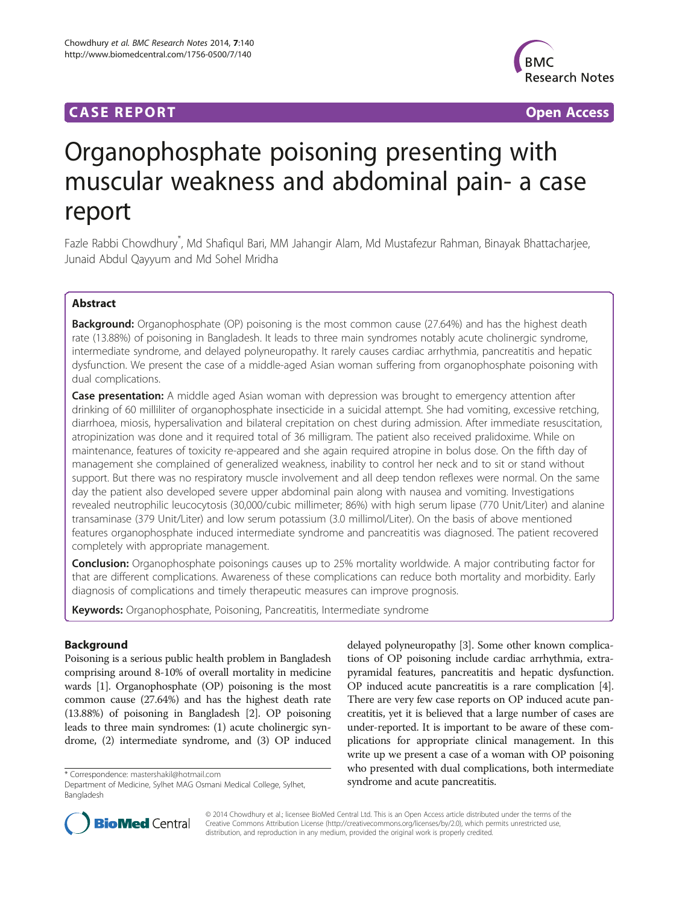CASE REPORT | Open Access

# Organophosphate poisoning presenting with muscular weakness and abdominal pain- a case report

Fazle Rabbi Chowdhury*, Md Shafiqul Bari, MM Jahangir Alam, Md Mustafezur Rahman, Binayak Bhattacharjee, Junaid Abdul Qayyum and Md Sohel Mridha

## Abstract

**Background:** Organophosphate (OP) poisoning is the most common cause (27.64%) and has the highest death rate (13.88%) of poisoning in Bangladesh. It leads to three main syndromes notably acute cholinergic syndrome, intermediate syndrome, and delayed polyneuropathy. It rarely causes cardiac arrhythmia, pancreatitis and hepatic dysfunction. We present the case of a middle-aged Asian woman suffering from organophosphate poisoning with dual complications.

**Case presentation:** A middle aged Asian woman with depression was brought to emergency attention after drinking of 60 milliliter of organophosphate insecticide in a suicidal attempt. She had vomiting, excessive retching, diarrhoea, miosis, hypersalivation and bilateral crepitation on chest during admission. After immediate resuscitation, atropinization was done and it required total of 36 milligram. The patient also received pralidoxime. While on maintenance, features of toxicity re-appeared and she again required atropine in bolus dose. On the fifth day of management she complained of generalized weakness, inability to control her neck and to sit or stand without support. But there was no respiratory muscle involvement and all deep tendon reflexes were normal. On the same day the patient also developed severe upper abdominal pain along with nausea and vomiting. Investigations revealed neutrophilic leucocytosis (30,000/cubic millimeter; 86%) with high serum lipase (770 Unit/Liter) and alanine transaminase (379 Unit/Liter) and low serum potassium (3.0 millimol/Liter). On the basis of above mentioned features organophosphate induced intermediate syndrome and pancreatitis was diagnosed. The patient recovered completely with appropriate management.

**Conclusion:** Organophosphate poisonings causes up to 25% mortality worldwide. A major contributing factor for that are different complications. Awareness of these complications can reduce both mortality and morbidity. Early diagnosis of complications and timely therapeutic measures can improve prognosis.

**Keywords:** Organophosphate, Poisoning, Pancreatitis, Intermediate syndrome

## Background

Poisoning is a serious public health problem in Bangladesh comprising around 8-10% of overall mortality in medicine wards [1]. Organophosphate (OP) poisoning is the most common cause (27.64%) and has the highest death rate (13.88%) of poisoning in Bangladesh [2]. OP poisoning leads to three main syndromes: (1) acute cholinergic syndrome, (2) intermediate syndrome, and (3) OP induced delayed polyneuropathy [3]. Some other known complications of OP poisoning include cardiac arrhythmia, extrapyramidal features, pancreatitis and hepatic dysfunction. OP induced acute pancreatitis is a rare complication [4]. There are very few case reports on OP induced acute pancreatitis, yet it is believed that a large number of cases are under-reported. It is important to be aware of these complications for appropriate clinical management. In this write up we present a case of a woman with OP poisoning who presented with dual complications, both intermediate syndrome and acute pancreatitis.

* Correspondence: mastershakil@hotmail.com
Department of Medicine, Sylhet MAG Osmani Medical College, Sylhet, Bangladesh

© 2014 Chowdhury et al.; licensee BioMed Central Ltd. This is an Open Access article distributed under the terms of the Creative Commons Attribution License (http://creativecommons.org/licenses/by/2.0), which permits unrestricted use, distribution, and reproduction in any medium, provided the original work is properly credited.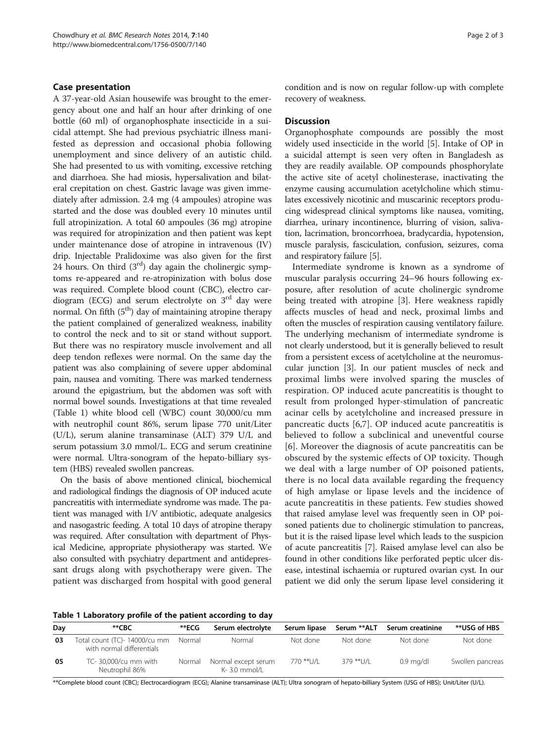## Case presentation

A 37-year-old Asian housewife was brought to the emergency about one and half an hour after drinking of one bottle (60 ml) of organophosphate insecticide in a suicidal attempt. She had previous psychiatric illness manifested as depression and occasional phobia following unemployment and since delivery of an autistic child. She had presented to us with vomiting, excessive retching and diarrhoea. She had miosis, hypersalivation and bilateral crepitation on chest. Gastric lavage was given immediately after admission. 2.4 mg (4 ampoules) atropine was started and the dose was doubled every 10 minutes until full atropinization. A total 60 ampoules (36 mg) atropine was required for atropinization and then patient was kept under maintenance dose of atropine in intravenous (IV) drip. Injectable Pralidoxime was also given for the first 24 hours. On third (3[rd]) day again the cholinergic symptoms re-appeared and re-atropinization with bolus dose was required. Complete blood count (CBC), electro cardiogram (ECG) and serum electrolyte on 3[rd] day were normal. On fifth (5[th]) day of maintaining atropine therapy the patient complained of generalized weakness, inability to control the neck and to sit or stand without support. But there was no respiratory muscle involvement and all deep tendon reflexes were normal. On the same day the patient was also complaining of severe upper abdominal pain, nausea and vomiting. There was marked tenderness around the epigastrium, but the abdomen was soft with normal bowel sounds. Investigations at that time revealed (Table 1) white blood cell (WBC) count 30,000/cu mm with neutrophil count 86%, serum lipase 770 unit/Liter (U/L), serum alanine transaminase (ALT) 379 U/L and serum potassium 3.0 mmol/L. ECG and serum creatinine were normal. Ultra-sonogram of the hepato-billiary system (HBS) revealed swollen pancreas.

On the basis of above mentioned clinical, biochemical and radiological findings the diagnosis of OP induced acute pancreatitis with intermediate syndrome was made. The patient was managed with I/V antibiotic, adequate analgesics and nasogastric feeding. A total 10 days of atropine therapy was required. After consultation with department of Physical Medicine, appropriate physiotherapy was started. We also consulted with psychiatry department and antidepressant drugs along with psychotherapy were given. The patient was discharged from hospital with good general condition and is now on regular follow-up with complete recovery of weakness.

## Discussion

Organophosphate compounds are possibly the most widely used insecticide in the world [5]. Intake of OP in a suicidal attempt is seen very often in Bangladesh as they are readily available. OP compounds phosphorylate the active site of acetyl cholinesterase, inactivating the enzyme causing accumulation acetylcholine which stimulates excessively nicotinic and muscarinic receptors producing widespread clinical symptoms like nausea, vomiting, diarrhea, urinary incontinence, blurring of vision, salivation, lacrimation, broncorrhoea, bradycardia, hypotension, muscle paralysis, fasciculation, confusion, seizures, coma and respiratory failure [5].

Intermediate syndrome is known as a syndrome of muscular paralysis occurring 24–96 hours following exposure, after resolution of acute cholinergic syndrome being treated with atropine [3]. Here weakness rapidly affects muscles of head and neck, proximal limbs and often the muscles of respiration causing ventilatory failure. The underlying mechanism of intermediate syndrome is not clearly understood, but it is generally believed to result from a persistent excess of acetylcholine at the neuromuscular junction [3]. In our patient muscles of neck and proximal limbs were involved sparing the muscles of respiration. OP induced acute pancreatitis is thought to result from prolonged hyper-stimulation of pancreatic acinar cells by acetylcholine and increased pressure in pancreatic ducts [6,7]. OP induced acute pancreatitis is believed to follow a subclinical and uneventful course [6]. Moreover the diagnosis of acute pancreatitis can be obscured by the systemic effects of OP toxicity. Though we deal with a large number of OP poisoned patients, there is no local data available regarding the frequency of high amylase or lipase levels and the incidence of acute pancreatitis in these patients. Few studies showed that raised amylase level was frequently seen in OP poisoned patients due to cholinergic stimulation to pancreas, but it is the raised lipase level which leads to the suspicion of acute pancreatitis [7]. Raised amylase level can also be found in other conditions like perforated peptic ulcer disease, intestinal ischaemia or ruptured ovarian cyst. In our patient we did only the serum lipase level considering it

**Table 1 Laboratory profile of the patient according to day**

| Day | **CBC | **ECG | Serum electrolyte | Serum lipase | Serum **ALT | Serum creatinine | **USG of HBS |
|---|---|---|---|---|---|---|---|
| 03 | Total count (TC)- 14000/cu mm with normal differentials | Normal | Normal | Not done | Not done | Not done | Not done |
| 05 | TC- 30,000/cu mm with Neutrophil 86% | Normal | Normal except serum K- 3.0 mmol/L | 770 **U/L | 379 **U/L | 0.9 mg/dl | Swollen pancreas |

**Complete blood count (CBC); Electrocardiogram (ECG); Alanine transaminase (ALT); Ultra sonogram of hepato-billiary System (USG of HBS); Unit/Liter (U/L).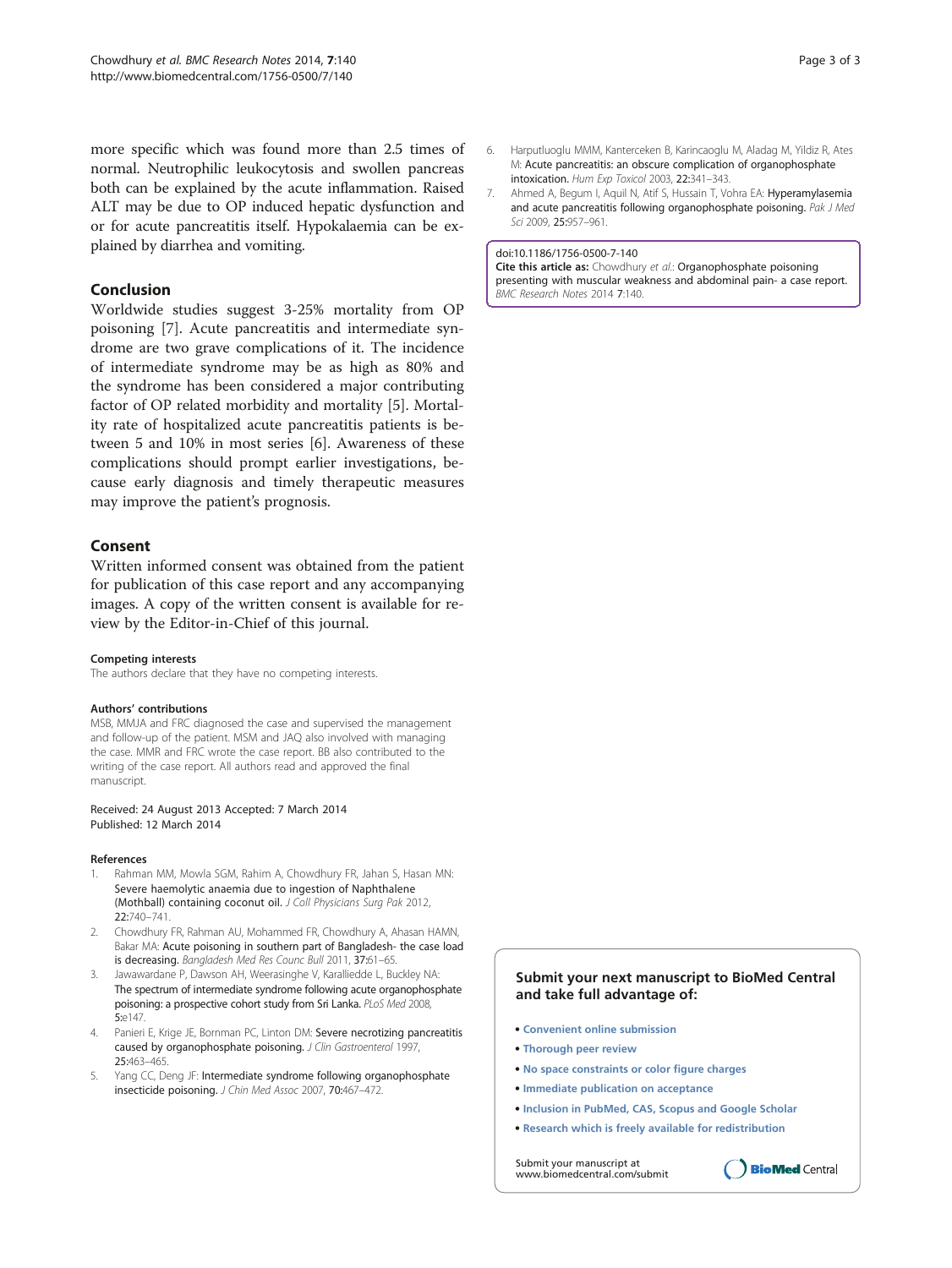more specific which was found more than 2.5 times of normal. Neutrophilic leukocytosis and swollen pancreas both can be explained by the acute inflammation. Raised ALT may be due to OP induced hepatic dysfunction and or for acute pancreatitis itself. Hypokalaemia can be explained by diarrhea and vomiting.

## Conclusion

Worldwide studies suggest 3-25% mortality from OP poisoning [7]. Acute pancreatitis and intermediate syndrome are two grave complications of it. The incidence of intermediate syndrome may be as high as 80% and the syndrome has been considered a major contributing factor of OP related morbidity and mortality [5]. Mortality rate of hospitalized acute pancreatitis patients is between 5 and 10% in most series [6]. Awareness of these complications should prompt earlier investigations, because early diagnosis and timely therapeutic measures may improve the patient's prognosis.

## Consent

Written informed consent was obtained from the patient for publication of this case report and any accompanying images. A copy of the written consent is available for review by the Editor-in-Chief of this journal.

#### Competing interests

The authors declare that they have no competing interests.

#### Authors' contributions

MSB, MMJA and FRC diagnosed the case and supervised the management and follow-up of the patient. MSM and JAQ also involved with managing the case. MMR and FRC wrote the case report. BB also contributed to the writing of the case report. All authors read and approved the final manuscript.

Received: 24 August 2013 Accepted: 7 March 2014
Published: 12 March 2014

#### References

1. Rahman MM, Mowla SGM, Rahim A, Chowdhury FR, Jahan S, Hasan MN: **Severe haemolytic anaemia due to ingestion of Naphthalene (Mothball) containing coconut oil.** *J Coll Physicians Surg Pak* 2012, **22:**740–741.
2. Chowdhury FR, Rahman AU, Mohammed FR, Chowdhury A, Ahasan HAMN, Bakar MA: **Acute poisoning in southern part of Bangladesh- the case load is decreasing.** *Bangladesh Med Res Counc Bull* 2011, **37:**61–65.
3. Jawawardane P, Dawson AH, Weerasinghe V, Karalliedde L, Buckley NA: **The spectrum of intermediate syndrome following acute organophosphate poisoning: a prospective cohort study from Sri Lanka.** *PLoS Med* 2008, **5:**e147.
4. Panieri E, Krige JE, Bornman PC, Linton DM: **Severe necrotizing pancreatitis caused by organophosphate poisoning.** *J Clin Gastroenterol* 1997, **25:**463–465.
5. Yang CC, Deng JF: **Intermediate syndrome following organophosphate insecticide poisoning.** *J Chin Med Assoc* 2007, **70:**467–472.
6. Harputluoglu MMM, Kanterceken B, Karincaoglu M, Aladag M, Yildiz R, Ates M: **Acute pancreatitis: an obscure complication of organophosphate intoxication.** *Hum Exp Toxicol* 2003, **22:**341–343.
7. Ahmed A, Begum I, Aquil N, Atif S, Hussain T, Vohra EA: **Hyperamylasemia and acute pancreatitis following organophosphate poisoning.** *Pak J Med Sci* 2009, **25:**957–961.

doi:10.1186/1756-0500-7-140
**Cite this article as:** Chowdhury *et al.*: Organophosphate poisoning presenting with muscular weakness and abdominal pain- a case report. *BMC Research Notes* 2014 **7**:140.